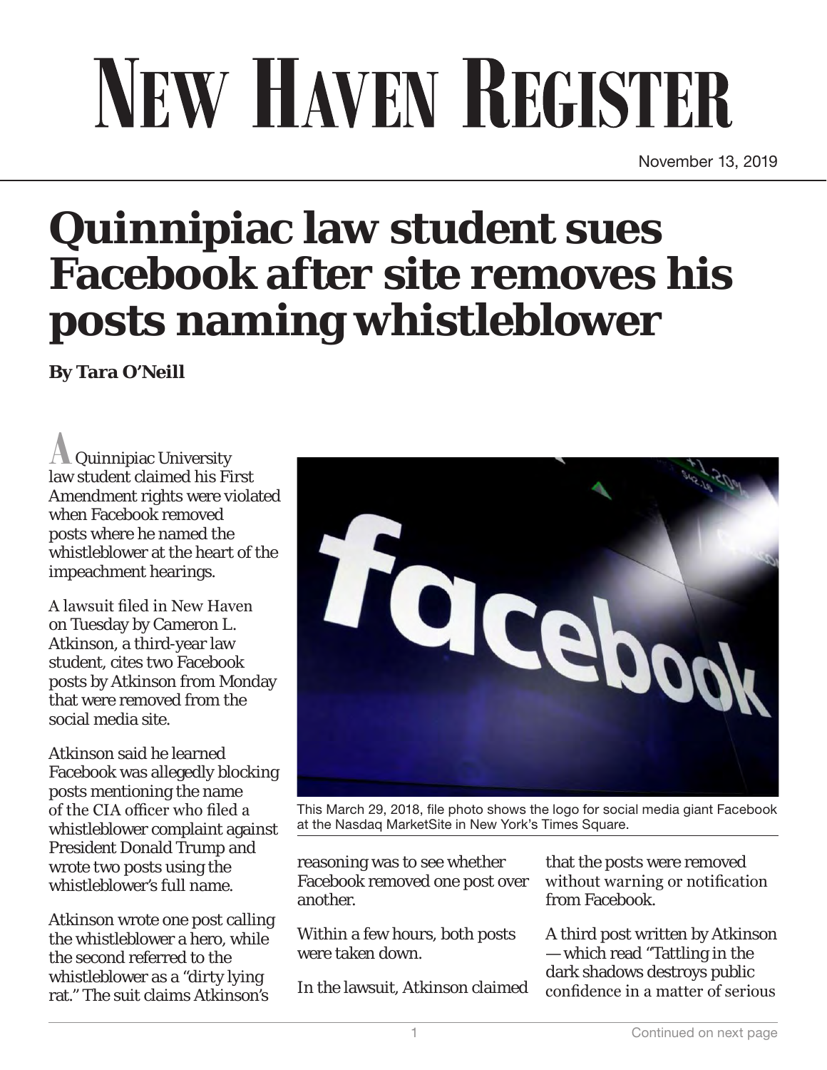# NEW HAVEN REGISTER

November 13, 2019

# Quinnipiac law student sues Facebook after site removes his posts naming whistleblower

**By Tara O'Neill**

A Quinnipiac University law student claimed his First Amendment rights were violated when Facebook removed posts where he named the whistleblower at the heart of the impeachment hearings.

A lawsuit filed in New Haven on Tuesday by Cameron L. Atkinson, a third-year law student, cites two Facebook posts by Atkinson from Monday that were removed from the social media site.

Atkinson said he learned Facebook was allegedly blocking posts mentioning the name of the CIA officer who filed a whistleblower complaint against President Donald Trump and wrote two posts using the whistleblower's full name.

Atkinson wrote one post calling the whistleblower a hero, while the second referred to the whistleblower as a "dirty lying rat." The suit claims Atkinson's reasoning was to see whether Facebook removed one post over another.

This March 29, 2018, file photo shows the logo for social media giant Facebook at the Nasdaq MarketSite in New York's Times Square.

Within a few hours, both posts were taken down.

In the lawsuit, Atkinson claimed that the posts were removed without warning or notification from Facebook.

A third post written by Atkinson — which read "Tattling in the dark shadows destroys public confidence in a matter of serious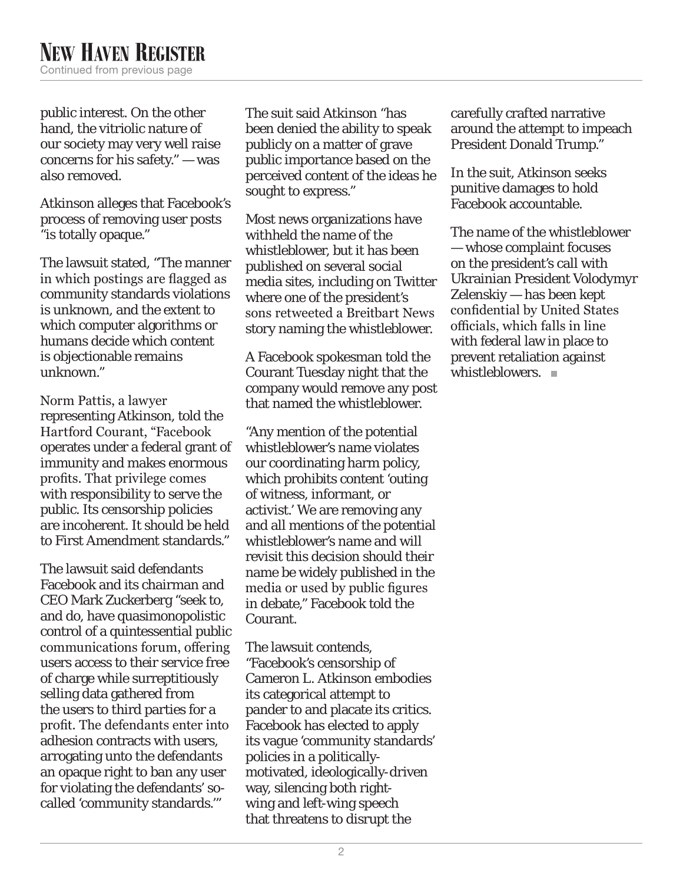public interest. On the other hand, the vitriolic nature of our society may very well raise concerns for his safety." — was also removed.

Atkinson alleges that Facebook's process of removing user posts "is totally opaque."

The lawsuit stated, "The manner in which postings are flagged as community standards violations is unknown, and the extent to which computer algorithms or humans decide which content is objectionable remains unknown."

Norm Pattis, a lawyer representing Atkinson, told the Hartford Courant, "Facebook operates under a federal grant of immunity and makes enormous profits. That privilege comes with responsibility to serve the public. Its censorship policies are incoherent. It should be held to First Amendment standards."

The lawsuit said defendants Facebook and its chairman and CEO Mark Zuckerberg "seek to, and do, have quasimonopolistic control of a quintessential public communications forum, offering users access to their service free of charge while surreptitiously selling data gathered from the users to third parties for a profit. The defendants enter into adhesion contracts with users, arrogating unto the defendants an opaque right to ban any user for violating the defendants' so-called 'community standards.'"

The suit said Atkinson "has been denied the ability to speak publicly on a matter of grave public importance based on the perceived content of the ideas he sought to express."

Most news organizations have withheld the name of the whistleblower, but it has been published on several social media sites, including on Twitter where one of the president's sons retweeted a Breitbart News story naming the whistleblower.

A Facebook spokesman told the Courant Tuesday night that the company would remove any post that named the whistleblower.

"Any mention of the potential whistleblower's name violates our coordinating harm policy, which prohibits content 'outing of witness, informant, or activist.' We are removing any and all mentions of the potential whistleblower's name and will revisit this decision should their name be widely published in the media or used by public figures in debate," Facebook told the Courant.

The lawsuit contends, "Facebook's censorship of Cameron L. Atkinson embodies its categorical attempt to pander to and placate its critics. Facebook has elected to apply its vague 'community standards' policies in a politically-motivated, ideologically-driven way, silencing both right-wing and left-wing speech that threatens to disrupt the carefully crafted narrative around the attempt to impeach President Donald Trump."

In the suit, Atkinson seeks punitive damages to hold Facebook accountable.

The name of the whistleblower — whose complaint focuses on the president's call with Ukrainian President Volodymyr Zelenskiy — has been kept confidential by United States officials, which falls in line with federal law in place to prevent retaliation against whistleblowers. ■